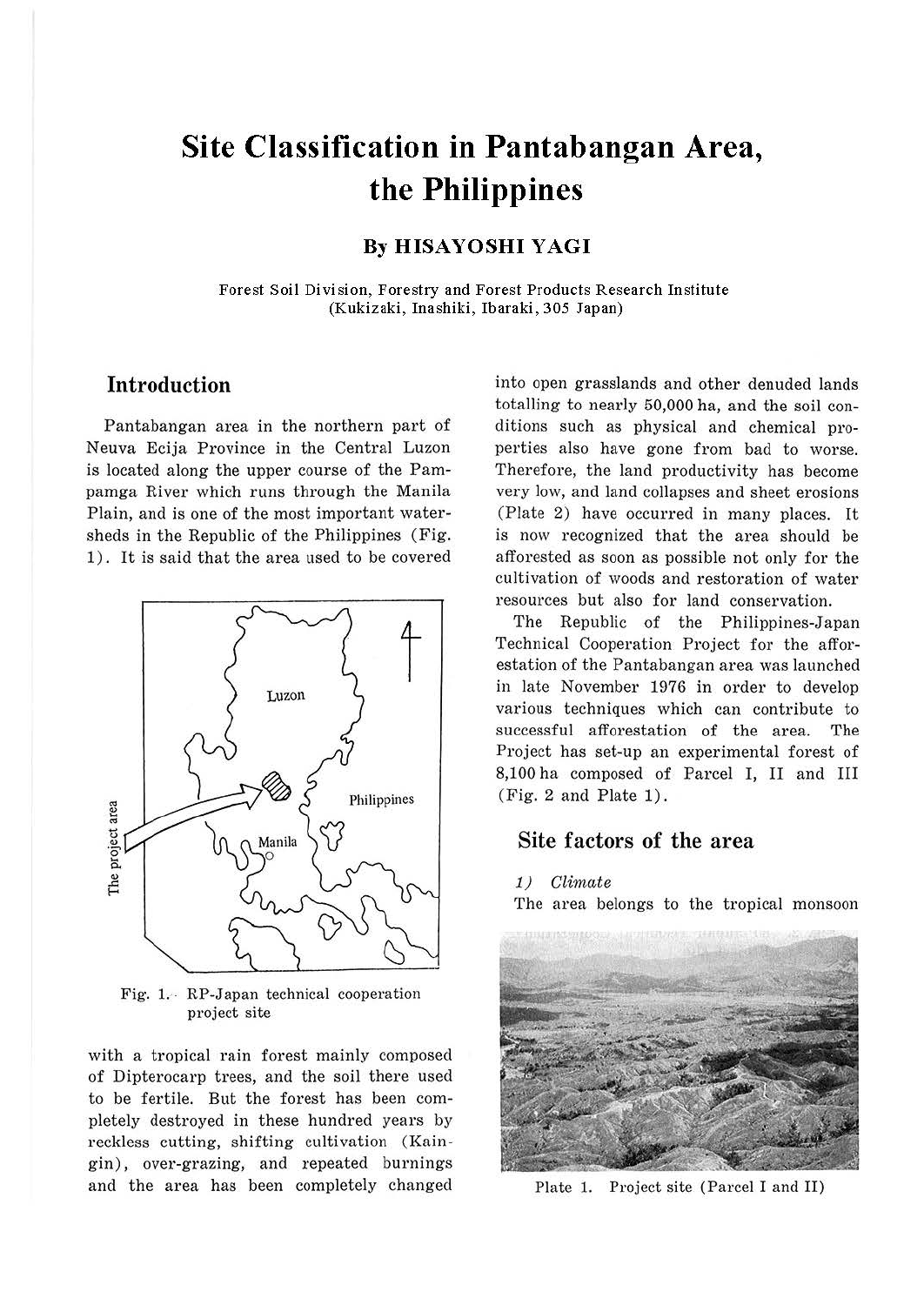# Site Classification in Pantabangan Area, the Philippines

**By HISAYOSHI YAGI**

Forest Soil Division, Forestry and Forest Products Research Institute
(Kukizaki, Inashiki, Ibaraki, 305 Japan)

## Introduction

Pantabangan area in the northern part of Neuva Ecija Province in the Central Luzon is located along the upper course of the Pampamga River which runs through the Manila Plain, and is one of the most important watersheds in the Republic of the Philippines (Fig. 1). It is said that the area used to be covered with a tropical rain forest mainly composed of Dipterocarp trees, and the soil there used to be fertile. But the forest has been completely destroyed in these hundred years by reckless cutting, shifting cultivation (Kaingin), over-grazing, and repeated burnings and the area has been completely changed into open grasslands and other denuded lands totalling to nearly 50,000 ha, and the soil conditions such as physical and chemical properties also have gone from bad to worse. Therefore, the land productivity has become very low, and land collapses and sheet erosions (Plate 2) have occurred in many places. It is now recognized that the area should be afforested as soon as possible not only for the cultivation of woods and restoration of water resources but also for land conservation.

Fig. 1. RP-Japan technical cooperation project site

The Republic of the Philippines-Japan Technical Cooperation Project for the afforestation of the Pantabangan area was launched in late November 1976 in order to develop various techniques which can contribute to successful afforestation of the area. The Project has set-up an experimental forest of 8,100 ha composed of Parcel I, II and III (Fig. 2 and Plate 1).

## Site factors of the area

*1) Climate*

The area belongs to the tropical monsoon

Plate 1. Project site (Parcel I and II)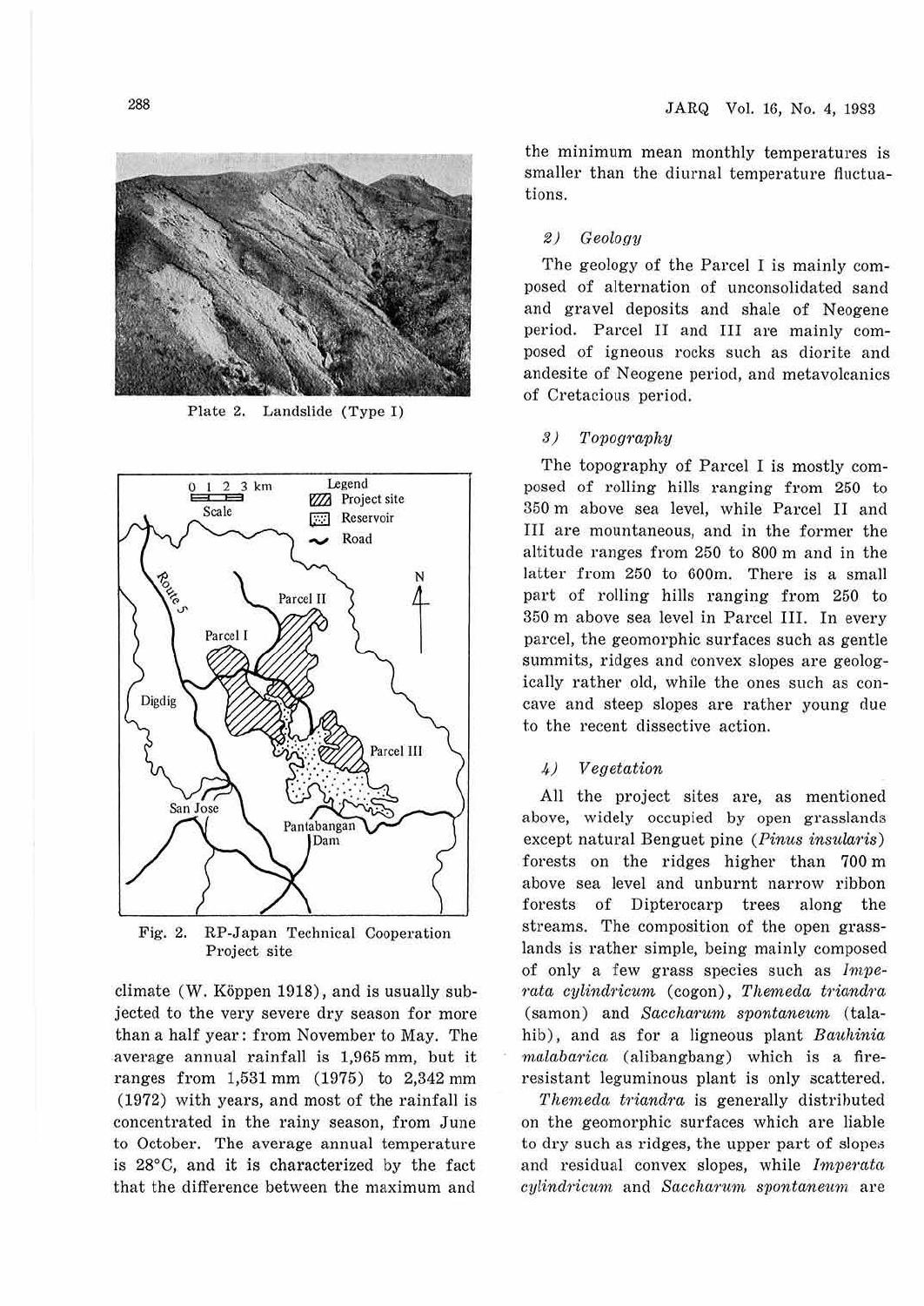Plate 2. Landslide (Type I)

Fig. 2. RP-Japan Technical Cooperation Project site

climate (W. Köppen 1918), and is usually subjected to the very severe dry season for more than a half year: from November to May. The average annual rainfall is 1,965 mm, but it ranges from 1,531 mm (1975) to 2,342 mm (1972) with years, and most of the rainfall is concentrated in the rainy season, from June to October. The average annual temperature is 28°C, and it is characterized by the fact that the difference between the maximum and the minimum mean monthly temperatures is smaller than the diurnal temperature fluctuations.

### *2) Geology*

The geology of the Parcel I is mainly composed of alternation of unconsolidated sand and gravel deposits and shale of Neogene period. Parcel II and III are mainly composed of igneous rocks such as diorite and andesite of Neogene period, and metavolcanics of Cretacious period.

### *3) Topography*

The topography of Parcel I is mostly composed of rolling hills ranging from 250 to 350 m above sea level, while Parcel II and III are mountaneous, and in the former the altitude ranges from 250 to 800 m and in the latter from 250 to 600m. There is a small part of rolling hills ranging from 250 to 350 m above sea level in Parcel III. In every parcel, the geomorphic surfaces such as gentle summits, ridges and convex slopes are geologically rather old, while the ones such as concave and steep slopes are rather young due to the recent dissective action.

### *4) Vegetation*

All the project sites are, as mentioned above, widely occupied by open grasslands except natural Benguet pine (*Pinus insularis*) forests on the ridges higher than 700 m above sea level and unburnt narrow ribbon forests of Dipterocarp trees along the streams. The composition of the open grasslands is rather simple, being mainly composed of only a few grass species such as *Imperata cylindricum* (cogon), *Themeda triandra* (samon) and *Saccharum spontaneum* (talahib), and as for a ligneous plant *Bauhinia malabarica* (alibangbang) which is a fire-resistant leguminous plant is only scattered.

*Themeda triandra* is generally distributed on the geomorphic surfaces which are liable to dry such as ridges, the upper part of slopes and residual convex slopes, while *Imperata cylindricum* and *Saccharum spontaneum* are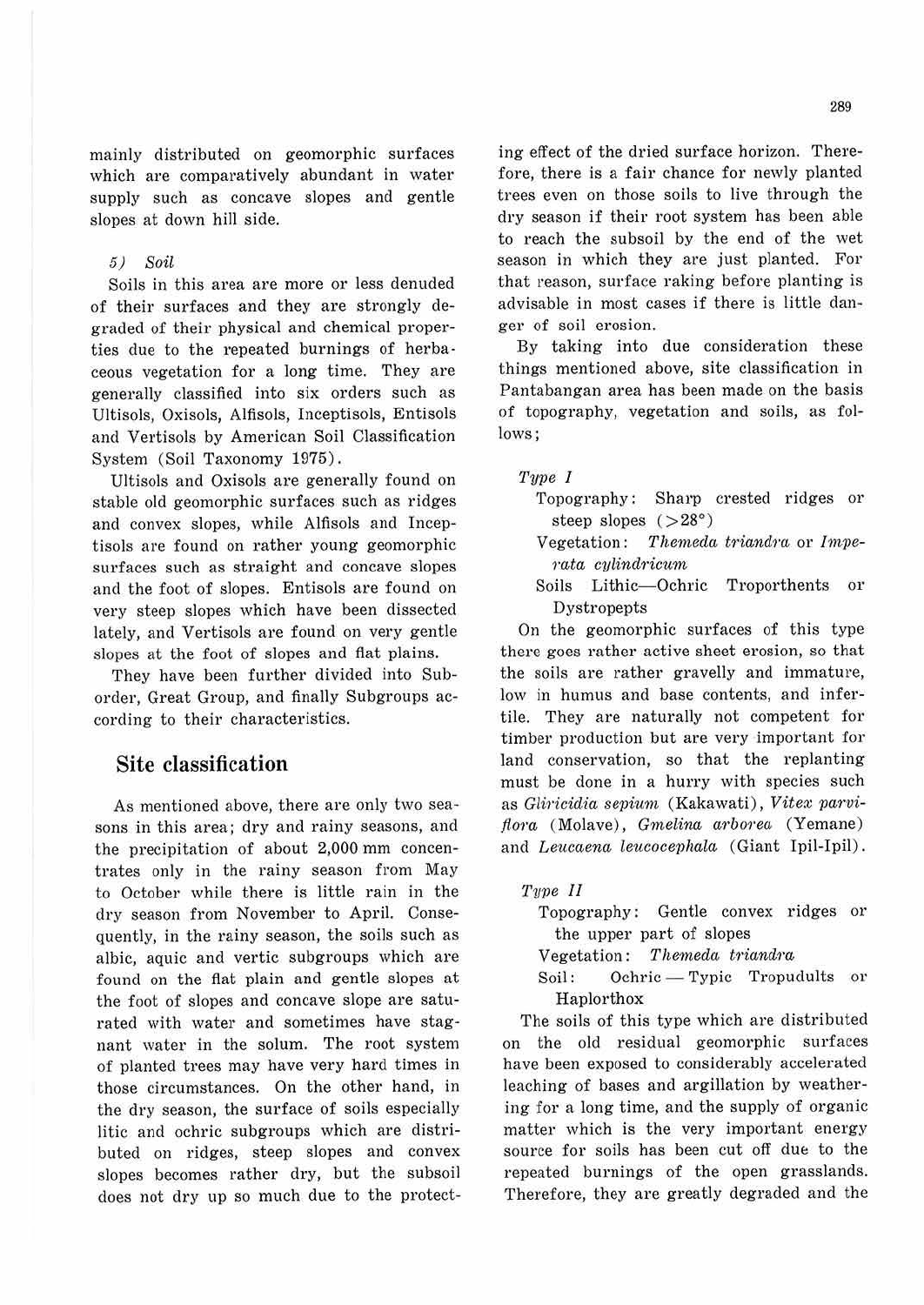mainly distributed on geomorphic surfaces which are comparatively abundant in water supply such as concave slopes and gentle slopes at down hill side.

*5) Soil*

Soils in this area are more or less denuded of their surfaces and they are strongly degraded of their physical and chemical properties due to the repeated burnings of herbaceous vegetation for a long time. They are generally classified into six orders such as Ultisols, Oxisols, Alfisols, Inceptisols, Entisols and Vertisols by American Soil Classification System (Soil Taxonomy 1975).

Ultisols and Oxisols are generally found on stable old geomorphic surfaces such as ridges and convex slopes, while Alfisols and Inceptisols are found on rather young geomorphic surfaces such as straight and concave slopes and the foot of slopes. Entisols are found on very steep slopes which have been dissected lately, and Vertisols are found on very gentle slopes at the foot of slopes and flat plains.

They have been further divided into Suborder, Great Group, and finally Subgroups according to their characteristics.

## Site classification

As mentioned above, there are only two seasons in this area; dry and rainy seasons, and the precipitation of about 2,000 mm concentrates only in the rainy season from May to October while there is little rain in the dry season from November to April. Consequently, in the rainy season, the soils such as albic, aquic and vertic subgroups which are found on the flat plain and gentle slopes at the foot of slopes and concave slope are saturated with water and sometimes have stagnant water in the solum. The root system of planted trees may have very hard times in those circumstances. On the other hand, in the dry season, the surface of soils especially litic and ochric subgroups which are distributed on ridges, steep slopes and convex slopes becomes rather dry, but the subsoil does not dry up so much due to the protecting effect of the dried surface horizon. Therefore, there is a fair chance for newly planted trees even on those soils to live through the dry season if their root system has been able to reach the subsoil by the end of the wet season in which they are just planted. For that reason, surface raking before planting is advisable in most cases if there is little danger of soil erosion.

By taking into due consideration these things mentioned above, site classification in Pantabangan area has been made on the basis of topography, vegetation and soils, as follows;

*Type I*

Topography: Sharp crested ridges or steep slopes (>28°)
Vegetation: *Themeda triandra* or *Imperata cylindricum*
Soils Lithic—Ochric Troporthents or Dystropepts

On the geomorphic surfaces of this type there goes rather active sheet erosion, so that the soils are rather gravelly and immature, low in humus and base contents, and infertile. They are naturally not competent for timber production but are very important for land conservation, so that the replanting must be done in a hurry with species such as *Gliricidia sepium* (Kakawati), *Vitex parviflora* (Molave), *Gmelina arborea* (Yemane) and *Leucaena leucocephala* (Giant Ipil-Ipil).

*Type II*

Topography: Gentle convex ridges or the upper part of slopes
Vegetation: *Themeda triandra*
Soil: Ochric — Typic Tropudults or Haplorthox

The soils of this type which are distributed on the old residual geomorphic surfaces have been exposed to considerably accelerated leaching of bases and argillation by weathering for a long time, and the supply of organic matter which is the very important energy source for soils has been cut off due to the repeated burnings of the open grasslands. Therefore, they are greatly degraded and the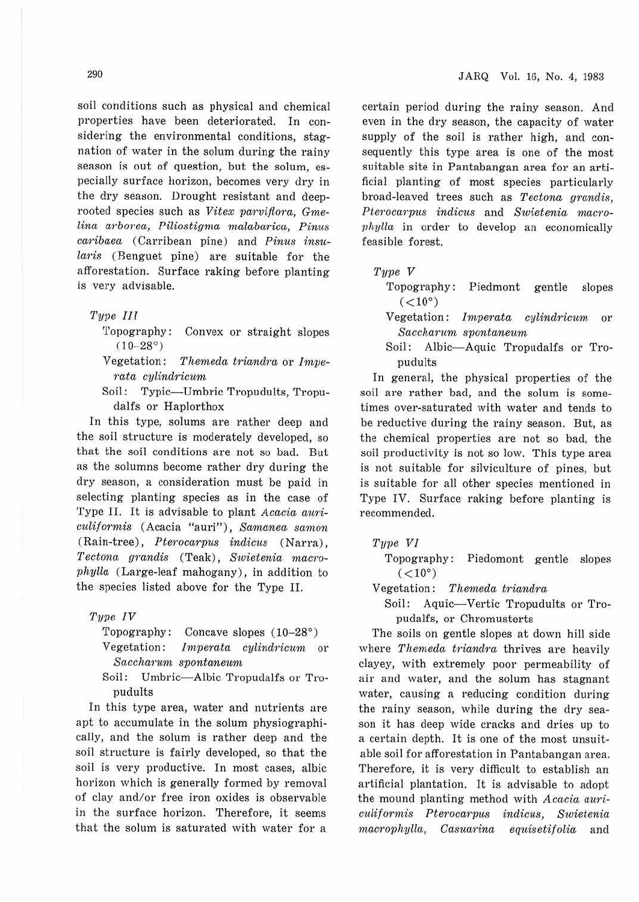soil conditions such as physical and chemical properties have been deteriorated. In considering the environmental conditions, stagnation of water in the solum during the rainy season is out of question, but the solum, especially surface horizon, becomes very dry in the dry season. Drought resistant and deep-rooted species such as *Vitex parviflora*, *Gmelina arborea*, *Piliostigma malabarica*, *Pinus caribaea* (Carribean pine) and *Pinus insularis* (Benguet pine) are suitable for the afforestation. Surface raking before planting is very advisable.

*Type III*

Topography: Convex or straight slopes (10–28°)

Vegetation: *Themeda triandra* or *Imperata cylindricum*

Soil: Typic—Umbric Tropudults, Tropudalfs or Haplorthox

In this type, solums are rather deep and the soil structure is moderately developed, so that the soil conditions are not so bad. But as the solumns become rather dry during the dry season, a consideration must be paid in selecting planting species as in the case of Type II. It is advisable to plant *Acacia auriculiformis* (Acacia "auri"), *Samanea samon* (Rain-tree), *Pterocarpus indicus* (Narra), *Tectona grandis* (Teak), *Swietenia macrophylla* (Large-leaf mahogany), in addition to the species listed above for the Type II.

*Type IV*

Topography: Concave slopes (10–28°)

Vegetation: *Imperata cylindricum* or *Saccharum spontaneum*

Soil: Umbric—Albic Tropudalfs or Tropudults

In this type area, water and nutrients are apt to accumulate in the solum physiographically, and the solum is rather deep and the soil structure is fairly developed, so that the soil is very productive. In most cases, albic horizon which is generally formed by removal of clay and/or free iron oxides is observable in the surface horizon. Therefore, it seems that the solum is saturated with water for a certain period during the rainy season. And even in the dry season, the capacity of water supply of the soil is rather high, and consequently this type area is one of the most suitable site in Pantabangan area for an artificial planting of most species particularly broad-leaved trees such as *Tectona grandis*, *Pterocarpus indicus* and *Swietenia macrophylla* in order to develop an economically feasible forest.

*Type V*

Topography: Piedmont gentle slopes (<10°)

Vegetation: *Imperata cylindricum* or *Saccharum spontaneum*

Soil: Albic—Aquic Tropudalfs or Tropudults

In general, the physical properties of the soil are rather bad, and the solum is sometimes over-saturated with water and tends to be reductive during the rainy season. But, as the chemical properties are not so bad, the soil productivity is not so low. This type area is not suitable for silviculture of pines, but is suitable for all other species mentioned in Type IV. Surface raking before planting is recommended.

*Type VI*

Topography: Piedomont gentle slopes (<10°)

Vegetation: *Themeda triandra*

Soil: Aquic—Vertic Tropudults or Tropudalfs, or Chromusterts

The soils on gentle slopes at down hill side where *Themeda triandra* thrives are heavily clayey, with extremely poor permeability of air and water, and the solum has stagnant water, causing a reducing condition during the rainy season, while during the dry season it has deep wide cracks and dries up to a certain depth. It is one of the most unsuitable soil for afforestation in Pantabangan area. Therefore, it is very difficult to establish an artificial plantation. It is advisable to adopt the mound planting method with *Acacia auriculiformis* *Pterocarpus indicus*, *Swietenia macrophylla*, *Casuarina equisetifolia* and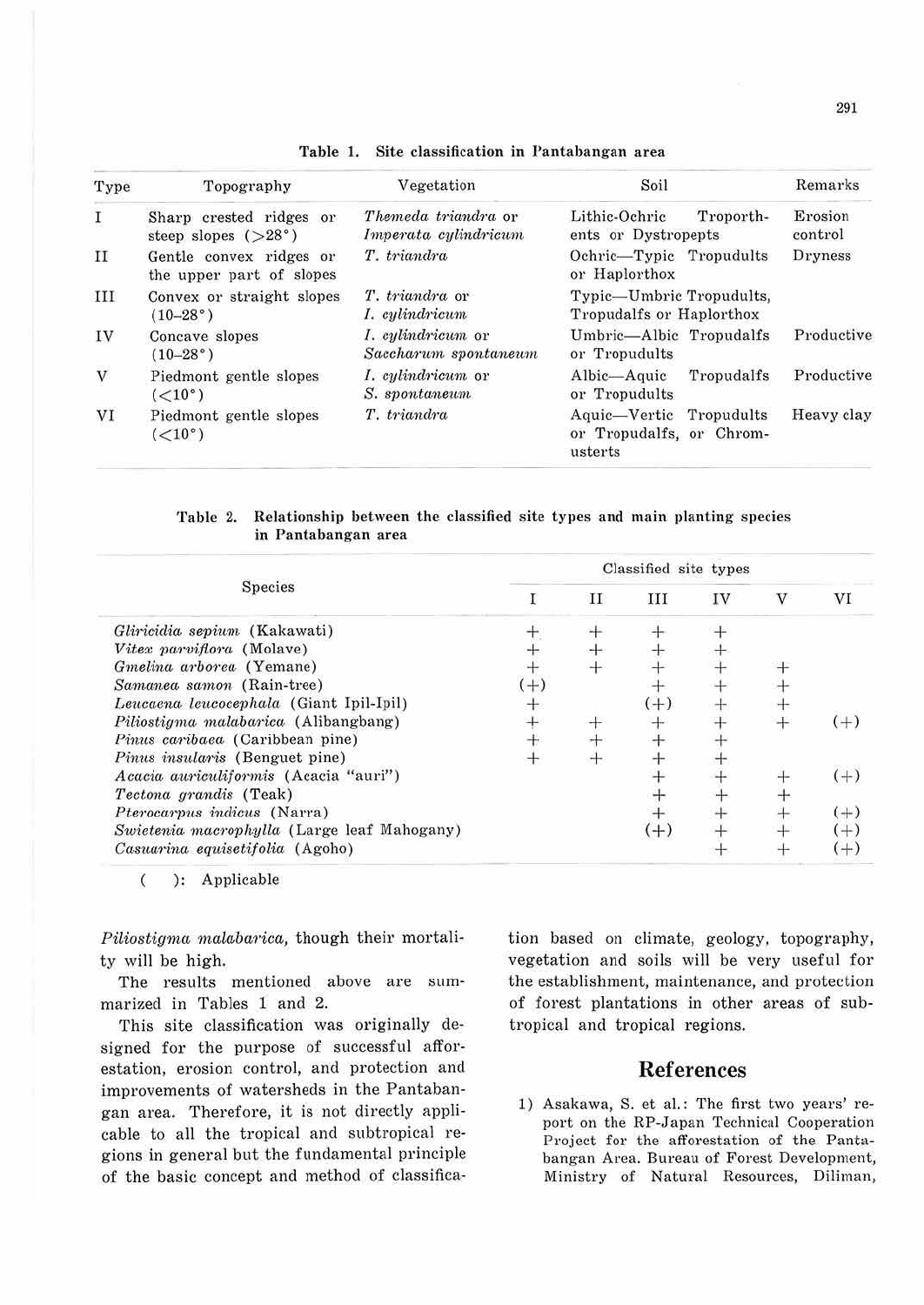**Table 1. Site classification in Pantabangan area**

| Type | Topography | Vegetation | Soil | Remarks |
|---|---|---|---|---|
| I | Sharp crested ridges or steep slopes (>28°) | *Themeda triandra* or *Imperata cylindricum* | Lithic-Ochric Troporthents or Dystropepts | Erosion control |
| II | Gentle convex ridges or the upper part of slopes | *T. triandra* | Ochric—Typic Tropudults or Haplorthox | Dryness |
| III | Convex or straight slopes (10–28°) | *T. triandra* or *I. cylindricum* | Typic—Umbric Tropudults, Tropudalfs or Haplorthox | |
| IV | Concave slopes (10–28°) | *I. cylindricum* or *Saccharum spontaneum* | Umbric—Albic Tropudalfs or Tropudults | Productive |
| V | Piedmont gentle slopes (<10°) | *I. cylindricum* or *S. spontaneum* | Albic—Aquic Tropudalfs or Tropudults | Productive |
| VI | Piedmont gentle slopes (<10°) | *T. triandra* | Aquic—Vertic Tropudults or Tropudalfs, or Chromusterts | Heavy clay |

**Table 2. Relationship between the classified site types and main planting species in Pantabangan area**

| Species | Classified site types | | | | | |
|---|---|---|---|---|---|---|
| | I | II | III | IV | V | VI |
| *Gliricidia sepium* (Kakawati) | + | + | + | + | | |
| *Vitex parviflora* (Molave) | + | + | + | + | | |
| *Gmelina arborea* (Yemane) | + | + | + | + | + | |
| *Samanea samon* (Rain-tree) | (+) | | + | + | + | |
| *Leucaena leucocephala* (Giant Ipil-Ipil) | + | | (+) | + | + | |
| *Piliostigma malabarica* (Alibangbang) | + | + | + | + | + | (+) |
| *Pinus caribaea* (Caribbean pine) | + | + | + | + | | |
| *Pinus insularis* (Benguet pine) | + | + | + | + | | |
| *Acacia auriculiformis* (Acacia "auri") | | | + | + | + | (+) |
| *Tectona grandis* (Teak) | | | + | + | + | |
| *Pterocarpus indicus* (Narra) | | | + | + | + | (+) |
| *Swietenia macrophylla* (Large leaf Mahogany) | | | (+) | + | + | (+) |
| *Casuarina equisetifolia* (Agoho) | | | | + | + | (+) |

( ): Applicable

*Piliostigma malabarica*, though their mortality will be high.

The results mentioned above are summarized in Tables 1 and 2.

This site classification was originally designed for the purpose of successful afforestation, erosion control, and protection and improvements of watersheds in the Pantabangan area. Therefore, it is not directly applicable to all the tropical and subtropical regions in general but the fundamental principle of the basic concept and method of classification based on climate, geology, topography, vegetation and soils will be very useful for the establishment, maintenance, and protection of forest plantations in other areas of subtropical and tropical regions.

## References

1) Asakawa, S. et al.: The first two years' report on the RP-Japan Technical Cooperation Project for the afforestation of the Pantabangan Area. Bureau of Forest Development, Ministry of Natural Resources, Diliman,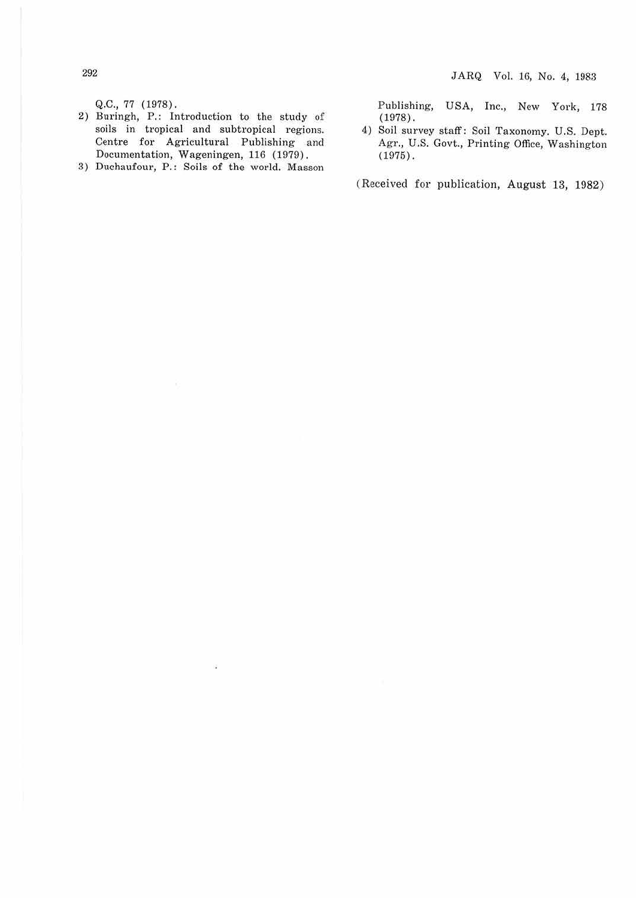Q.C., 77 (1978).

2) Buringh, P.: Introduction to the study of soils in tropical and subtropical regions. Centre for Agricultural Publishing and Documentation, Wageningen, 116 (1979).

3) Duchaufour, P.: Soils of the world. Masson Publishing, USA, Inc., New York, 178 (1978).

4) Soil survey staff: Soil Taxonomy. U.S. Dept. Agr., U.S. Govt., Printing Office, Washington (1975).

(Received for publication, August 13, 1982)